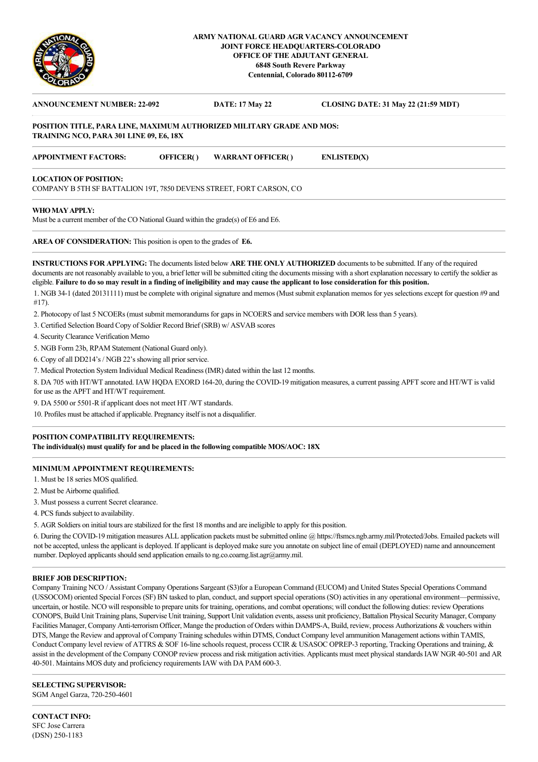**ARMY NATIONAL GUARD AGR VACANCY ANNOUNCEMENT**
**JOINT FORCE HEADQUARTERS-COLORADO**
**OFFICE OF THE ADJUTANT GENERAL**
**6848 South Revere Parkway**
**Centennial, Colorado 80112-6709**

---

**ANNOUNCEMENT NUMBER: 22-092** **DATE: 17 May 22** **CLOSING DATE: 31 May 22 (21:59 MDT)**

**POSITION TITLE, PARA LINE, MAXIMUM AUTHORIZED MILITARY GRADE AND MOS:**
**TRAINING NCO, PARA 301 LINE 09, E6, 18X**

---

**APPOINTMENT FACTORS:** **OFFICER( )** **WARRANT OFFICER( )** **ENLISTED(X)**

---

**LOCATION OF POSITION:**
COMPANY B 5TH SF BATTALION 19T, 7850 DEVENS STREET, FORT CARSON, CO

---

**WHO MAY APPLY:**
Must be a current member of the CO National Guard within the grade(s) of E6 and E6.

---

**AREA OF CONSIDERATION:** This position is open to the grades of **E6.**

---

**INSTRUCTIONS FOR APPLYING:** The documents listed below **ARE THE ONLY AUTHORIZED** documents to be submitted. If any of the required documents are not reasonably available to you, a brief letter will be submitted citing the documents missing with a short explanation necessary to certify the soldier as eligible. **Failure to do so may result in a finding of ineligibility and may cause the applicant to lose consideration for this position.**

1. NGB 34-1 (dated 20131111) must be complete with original signature and memos (Must submit explanation memos for yes selections except for question #9 and #17).
2. Photocopy of last 5 NCOERs (must submit memorandums for gaps in NCOERS and service members with DOR less than 5 years).
3. Certified Selection Board Copy of Soldier Record Brief (SRB) w/ ASVAB scores
4. Security Clearance Verification Memo
5. NGB Form 23b, RPAM Statement (National Guard only).
6. Copy of all DD214's / NGB 22's showing all prior service.
7. Medical Protection System Individual Medical Readiness (IMR) dated within the last 12 months.
8. DA 705 with HT/WT annotated. IAW HQDA EXORD 164-20, during the COVID-19 mitigation measures, a current passing APFT score and HT/WT is valid for use as the APFT and HT/WT requirement.
9. DA 5500 or 5501-R if applicant does not meet HT /WT standards.
10. Profiles must be attached if applicable. Pregnancy itself is not a disqualifier.

---

**POSITION COMPATIBILITY REQUIREMENTS:**
**The individual(s) must qualify for and be placed in the following compatible MOS/AOC: 18X**

---

**MINIMUM APPOINTMENT REQUIREMENTS:**

1. Must be 18 series MOS qualified.
2. Must be Airborne qualified.
3. Must possess a current Secret clearance.
4. PCS funds subject to availability.
5. AGR Soldiers on initial tours are stabilized for the first 18 months and are ineligible to apply for this position.
6. During the COVID-19 mitigation measures ALL application packets must be submitted online @ https://ftsmcs.ngb.army.mil/Protected/Jobs. Emailed packets will not be accepted, unless the applicant is deployed. If applicant is deployed make sure you annotate on subject line of email (DEPLOYED) name and announcement number. Deployed applicants should send application emails to ng.co.coarng.list.agr@army.mil.

---

**BRIEF JOB DESCRIPTION:**
Company Training NCO / Assistant Company Operations Sargeant (S3)for a European Command (EUCOM) and United States Special Operations Command (USSOCOM) oriented Special Forces (SF) BN tasked to plan, conduct, and support special operations (SO) activities in any operational environment—permissive, uncertain, or hostile. NCO will responsible to prepare units for training, operations, and combat operations; will conduct the following duties: review Operations CONOPS, Build Unit Training plans, Supervise Unit training, Support Unit validation events, assess unit proficiency, Battalion Physical Security Manager, Company Facilities Manager, Company Anti-terrorism Officer, Mange the production of Orders within DAMPS-A, Build, review, process Authorizations & vouchers within DTS, Mange the Review and approval of Company Training schedules within DTMS, Conduct Company level ammunition Management actions within TAMIS, Conduct Company level review of ATTRS & SOF 16-line schools request, process CCIR & USASOC OPREP-3 reporting, Tracking Operations and training, & assist in the development of the Company CONOP review process and risk mitigation activities. Applicants must meet physical standards IAW NGR 40-501 and AR 40-501. Maintains MOS duty and proficiency requirements IAW with DA PAM 600-3.

---

**SELECTING SUPERVISOR:**
SGM Angel Garza, 720-250-4601

---

**CONTACT INFO:**
SFC Jose Carrera
(DSN) 250-1183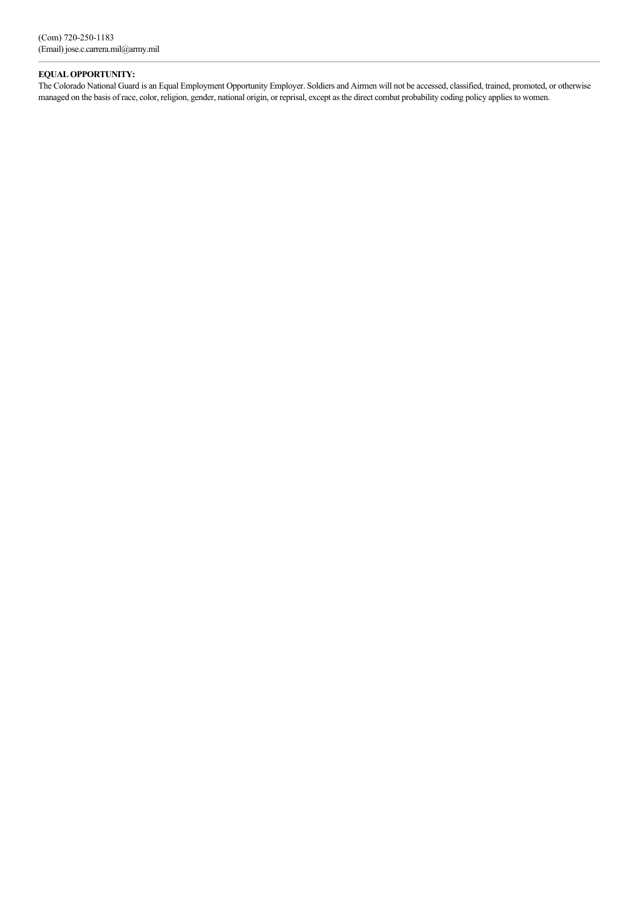(Com) 720-250-1183
(Email) jose.c.carrera.mil@army.mil

---

**EQUAL OPPORTUNITY:**

The Colorado National Guard is an Equal Employment Opportunity Employer. Soldiers and Airmen will not be accessed, classified, trained, promoted, or otherwise managed on the basis of race, color, religion, gender, national origin, or reprisal, except as the direct combat probability coding policy applies to women.